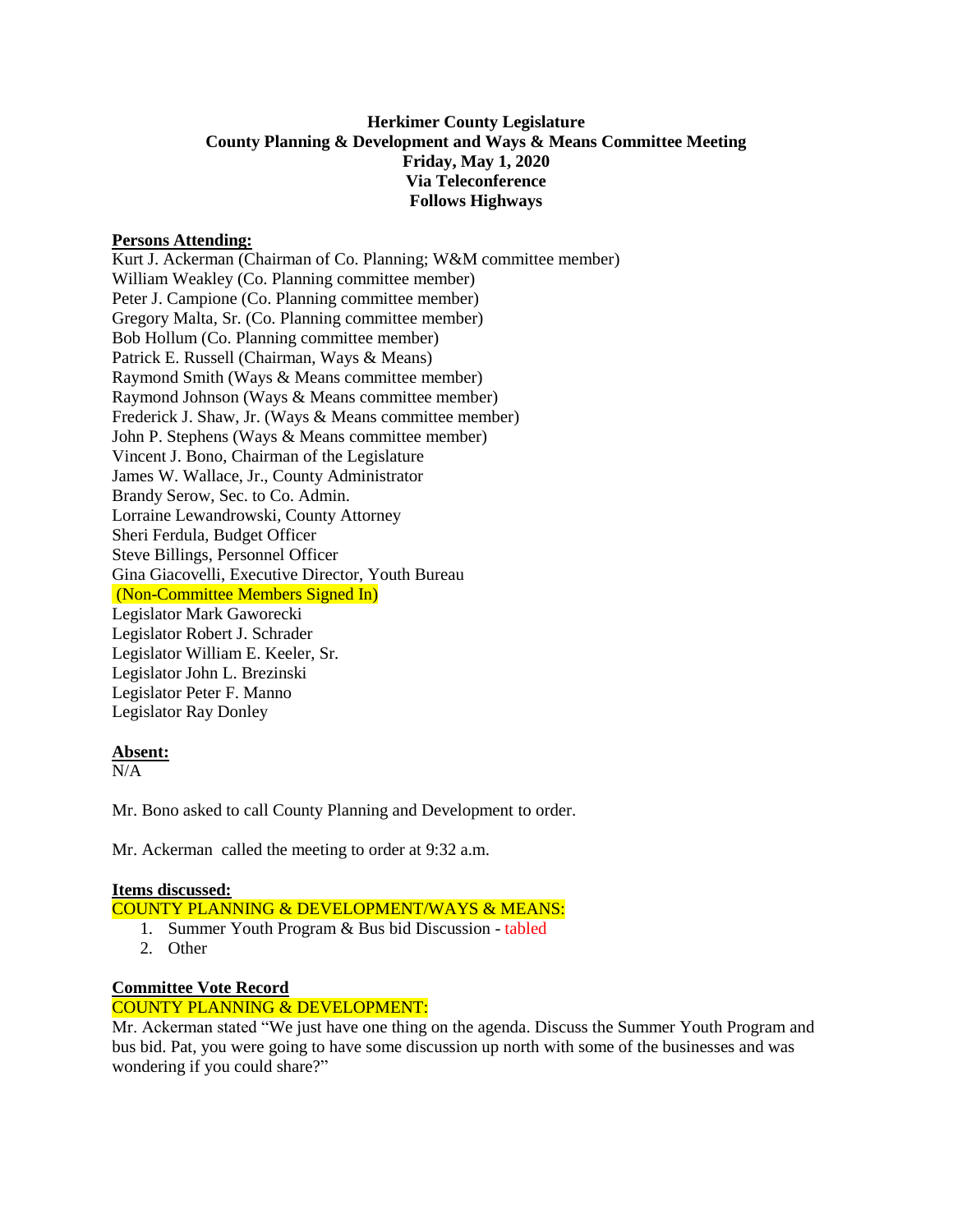**Herkimer County Legislature**
**County Planning & Development and Ways & Means Committee Meeting**
**Friday, May 1, 2020**
**Via Teleconference**
**Follows Highways**

**Persons Attending:**

Kurt J. Ackerman (Chairman of Co. Planning; W&M committee member)
William Weakley (Co. Planning committee member)
Peter J. Campione (Co. Planning committee member)
Gregory Malta, Sr. (Co. Planning committee member)
Bob Hollum (Co. Planning committee member)
Patrick E. Russell (Chairman, Ways & Means)
Raymond Smith (Ways & Means committee member)
Raymond Johnson (Ways & Means committee member)
Frederick J. Shaw, Jr. (Ways & Means committee member)
John P. Stephens (Ways & Means committee member)
Vincent J. Bono, Chairman of the Legislature
James W. Wallace, Jr., County Administrator
Brandy Serow, Sec. to Co. Admin.
Lorraine Lewandrowski, County Attorney
Sheri Ferdula, Budget Officer
Steve Billings, Personnel Officer
Gina Giacovelli, Executive Director, Youth Bureau
(Non-Committee Members Signed In)
Legislator Mark Gaworecki
Legislator Robert J. Schrader
Legislator William E. Keeler, Sr.
Legislator John L. Brezinski
Legislator Peter F. Manno
Legislator Ray Donley

**Absent:**

N/A

Mr. Bono asked to call County Planning and Development to order.

Mr. Ackerman called the meeting to order at 9:32 a.m.

**Items discussed:**

COUNTY PLANNING & DEVELOPMENT/WAYS & MEANS:

1. Summer Youth Program & Bus bid Discussion - tabled
2. Other

**Committee Vote Record**

COUNTY PLANNING & DEVELOPMENT:

Mr. Ackerman stated "We just have one thing on the agenda. Discuss the Summer Youth Program and bus bid. Pat, you were going to have some discussion up north with some of the businesses and was wondering if you could share?"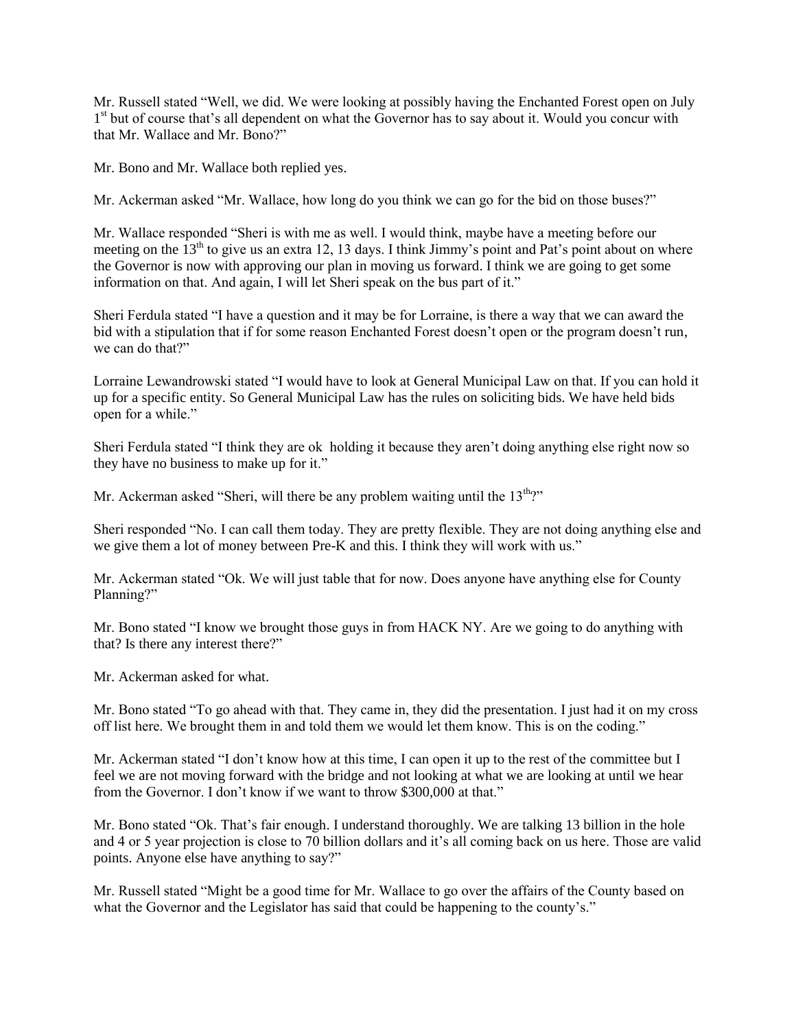Mr. Russell stated "Well, we did. We were looking at possibly having the Enchanted Forest open on July 1st but of course that's all dependent on what the Governor has to say about it. Would you concur with that Mr. Wallace and Mr. Bono?"

Mr. Bono and Mr. Wallace both replied yes.

Mr. Ackerman asked "Mr. Wallace, how long do you think we can go for the bid on those buses?"

Mr. Wallace responded "Sheri is with me as well. I would think, maybe have a meeting before our meeting on the 13th to give us an extra 12, 13 days. I think Jimmy's point and Pat's point about on where the Governor is now with approving our plan in moving us forward. I think we are going to get some information on that. And again, I will let Sheri speak on the bus part of it."

Sheri Ferdula stated "I have a question and it may be for Lorraine, is there a way that we can award the bid with a stipulation that if for some reason Enchanted Forest doesn't open or the program doesn't run, we can do that?"

Lorraine Lewandrowski stated "I would have to look at General Municipal Law on that. If you can hold it up for a specific entity. So General Municipal Law has the rules on soliciting bids. We have held bids open for a while."

Sheri Ferdula stated "I think they are ok holding it because they aren't doing anything else right now so they have no business to make up for it."

Mr. Ackerman asked "Sheri, will there be any problem waiting until the 13th?"

Sheri responded "No. I can call them today. They are pretty flexible. They are not doing anything else and we give them a lot of money between Pre-K and this. I think they will work with us."

Mr. Ackerman stated "Ok. We will just table that for now. Does anyone have anything else for County Planning?"

Mr. Bono stated "I know we brought those guys in from HACK NY. Are we going to do anything with that? Is there any interest there?"

Mr. Ackerman asked for what.

Mr. Bono stated "To go ahead with that. They came in, they did the presentation. I just had it on my cross off list here. We brought them in and told them we would let them know. This is on the coding."

Mr. Ackerman stated "I don't know how at this time, I can open it up to the rest of the committee but I feel we are not moving forward with the bridge and not looking at what we are looking at until we hear from the Governor. I don't know if we want to throw $300,000 at that."

Mr. Bono stated "Ok. That's fair enough. I understand thoroughly. We are talking 13 billion in the hole and 4 or 5 year projection is close to 70 billion dollars and it's all coming back on us here. Those are valid points. Anyone else have anything to say?"

Mr. Russell stated "Might be a good time for Mr. Wallace to go over the affairs of the County based on what the Governor and the Legislator has said that could be happening to the county's."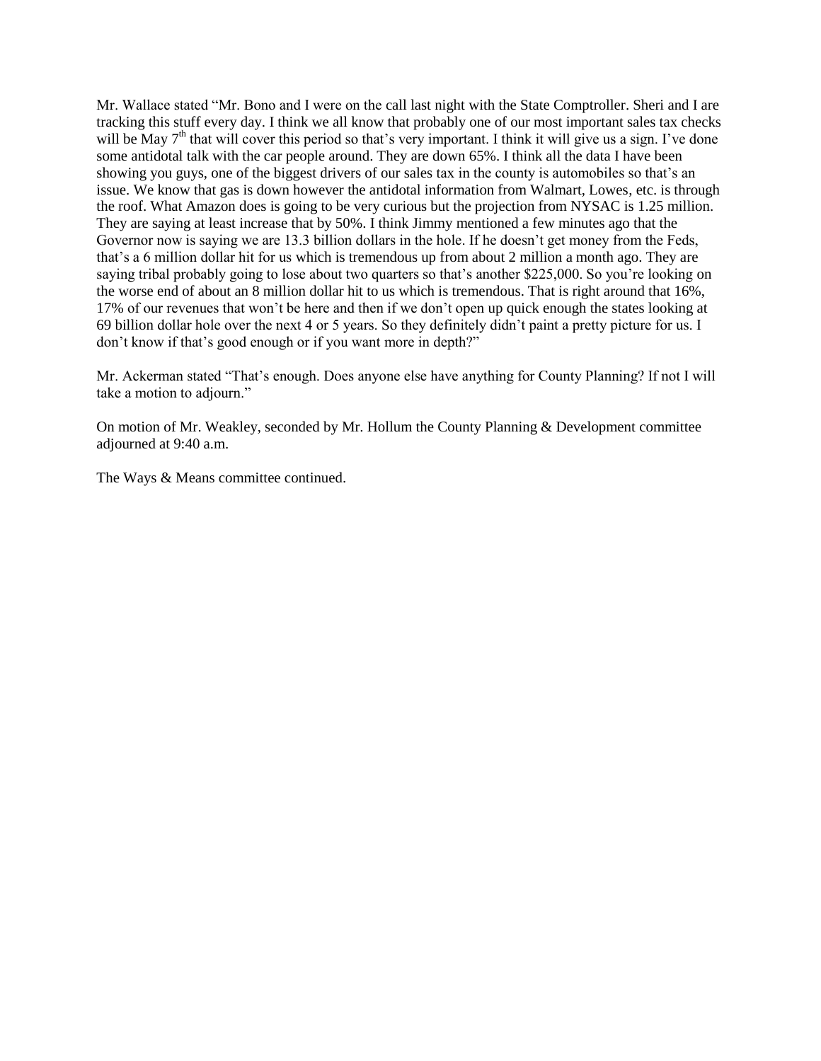Mr. Wallace stated "Mr. Bono and I were on the call last night with the State Comptroller. Sheri and I are tracking this stuff every day. I think we all know that probably one of our most important sales tax checks will be May 7th that will cover this period so that's very important. I think it will give us a sign. I've done some antidotal talk with the car people around. They are down 65%. I think all the data I have been showing you guys, one of the biggest drivers of our sales tax in the county is automobiles so that's an issue. We know that gas is down however the antidotal information from Walmart, Lowes, etc. is through the roof. What Amazon does is going to be very curious but the projection from NYSAC is 1.25 million. They are saying at least increase that by 50%. I think Jimmy mentioned a few minutes ago that the Governor now is saying we are 13.3 billion dollars in the hole. If he doesn't get money from the Feds, that's a 6 million dollar hit for us which is tremendous up from about 2 million a month ago. They are saying tribal probably going to lose about two quarters so that's another $225,000. So you're looking on the worse end of about an 8 million dollar hit to us which is tremendous. That is right around that 16%, 17% of our revenues that won't be here and then if we don't open up quick enough the states looking at 69 billion dollar hole over the next 4 or 5 years. So they definitely didn't paint a pretty picture for us. I don't know if that's good enough or if you want more in depth?"

Mr. Ackerman stated "That's enough. Does anyone else have anything for County Planning? If not I will take a motion to adjourn."

On motion of Mr. Weakley, seconded by Mr. Hollum the County Planning & Development committee adjourned at 9:40 a.m.

The Ways & Means committee continued.